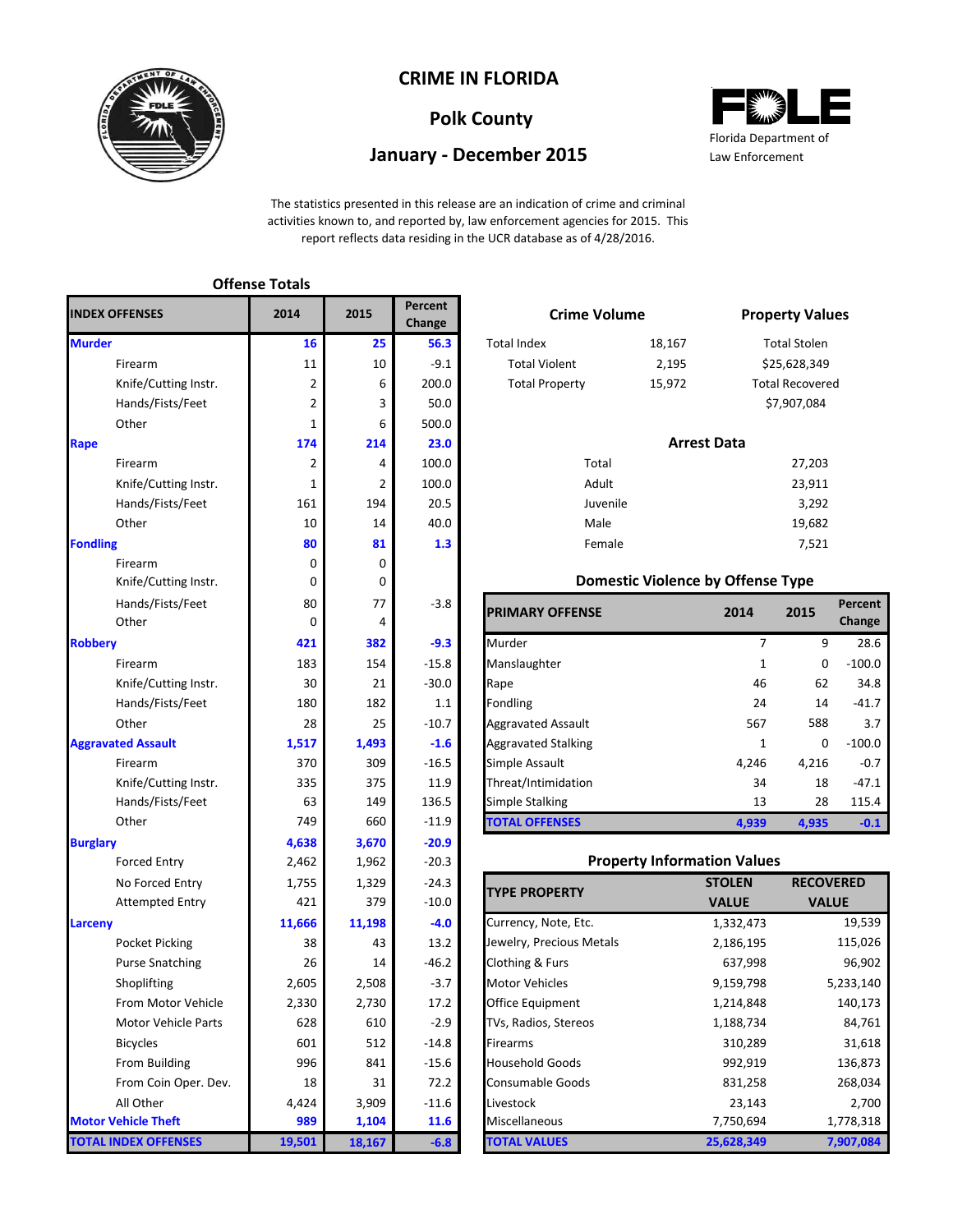# CRIME IN FLORIDA

## Polk County

## January - December 2015

Florida Department of Law Enforcement

The statistics presented in this release are an indication of crime and criminal activities known to, and reported by, law enforcement agencies for 2015. This report reflects data residing in the UCR database as of 4/28/2016.

### Offense Totals

| INDEX OFFENSES | 2014 | 2015 | Percent Change |
|---|---|---|---|
| **Murder** | **16** | **25** | **56.3** |
| Firearm | 11 | 10 | -9.1 |
| Knife/Cutting Instr. | 2 | 6 | 200.0 |
| Hands/Fists/Feet | 2 | 3 | 50.0 |
| Other | 1 | 6 | 500.0 |
| **Rape** | **174** | **214** | **23.0** |
| Firearm | 2 | 4 | 100.0 |
| Knife/Cutting Instr. | 1 | 2 | 100.0 |
| Hands/Fists/Feet | 161 | 194 | 20.5 |
| Other | 10 | 14 | 40.0 |
| **Fondling** | **80** | **81** | **1.3** |
| Firearm | 0 | 0 | |
| Knife/Cutting Instr. | 0 | 0 | |
| Hands/Fists/Feet | 80 | 77 | -3.8 |
| Other | 0 | 4 | |
| **Robbery** | **421** | **382** | **-9.3** |
| Firearm | 183 | 154 | -15.8 |
| Knife/Cutting Instr. | 30 | 21 | -30.0 |
| Hands/Fists/Feet | 180 | 182 | 1.1 |
| Other | 28 | 25 | -10.7 |
| **Aggravated Assault** | **1,517** | **1,493** | **-1.6** |
| Firearm | 370 | 309 | -16.5 |
| Knife/Cutting Instr. | 335 | 375 | 11.9 |
| Hands/Fists/Feet | 63 | 149 | 136.5 |
| Other | 749 | 660 | -11.9 |
| **Burglary** | **4,638** | **3,670** | **-20.9** |
| Forced Entry | 2,462 | 1,962 | -20.3 |
| No Forced Entry | 1,755 | 1,329 | -24.3 |
| Attempted Entry | 421 | 379 | -10.0 |
| **Larceny** | **11,666** | **11,198** | **-4.0** |
| Pocket Picking | 38 | 43 | 13.2 |
| Purse Snatching | 26 | 14 | -46.2 |
| Shoplifting | 2,605 | 2,508 | -3.7 |
| From Motor Vehicle | 2,330 | 2,730 | 17.2 |
| Motor Vehicle Parts | 628 | 610 | -2.9 |
| Bicycles | 601 | 512 | -14.8 |
| From Building | 996 | 841 | -15.6 |
| From Coin Oper. Dev. | 18 | 31 | 72.2 |
| All Other | 4,424 | 3,909 | -11.6 |
| **Motor Vehicle Theft** | **989** | **1,104** | **11.6** |
| **TOTAL INDEX OFFENSES** | **19,501** | **18,167** | **-6.8** |

### Crime Volume

| | |
|---|---|
| Total Index | 18,167 |
| Total Violent | 2,195 |
| Total Property | 15,972 |

### Property Values

| | |
|---|---|
| Total Stolen | $25,628,349 |
| Total Recovered | $7,907,084 |

### Arrest Data

| | |
|---|---|
| Total | 27,203 |
| Adult | 23,911 |
| Juvenile | 3,292 |
| Male | 19,682 |
| Female | 7,521 |

### Domestic Violence by Offense Type

| PRIMARY OFFENSE | 2014 | 2015 | Percent Change |
|---|---|---|---|
| Murder | 7 | 9 | 28.6 |
| Manslaughter | 1 | 0 | -100.0 |
| Rape | 46 | 62 | 34.8 |
| Fondling | 24 | 14 | -41.7 |
| Aggravated Assault | 567 | 588 | 3.7 |
| Aggravated Stalking | 1 | 0 | -100.0 |
| Simple Assault | 4,246 | 4,216 | -0.7 |
| Threat/Intimidation | 34 | 18 | -47.1 |
| Simple Stalking | 13 | 28 | 115.4 |
| **TOTAL OFFENSES** | **4,939** | **4,935** | **-0.1** |

### Property Information Values

| TYPE PROPERTY | STOLEN VALUE | RECOVERED VALUE |
|---|---|---|
| Currency, Note, Etc. | 1,332,473 | 19,539 |
| Jewelry, Precious Metals | 2,186,195 | 115,026 |
| Clothing & Furs | 637,998 | 96,902 |
| Motor Vehicles | 9,159,798 | 5,233,140 |
| Office Equipment | 1,214,848 | 140,173 |
| TVs, Radios, Stereos | 1,188,734 | 84,761 |
| Firearms | 310,289 | 31,618 |
| Household Goods | 992,919 | 136,873 |
| Consumable Goods | 831,258 | 268,034 |
| Livestock | 23,143 | 2,700 |
| Miscellaneous | 7,750,694 | 1,778,318 |
| **TOTAL VALUES** | **25,628,349** | **7,907,084** |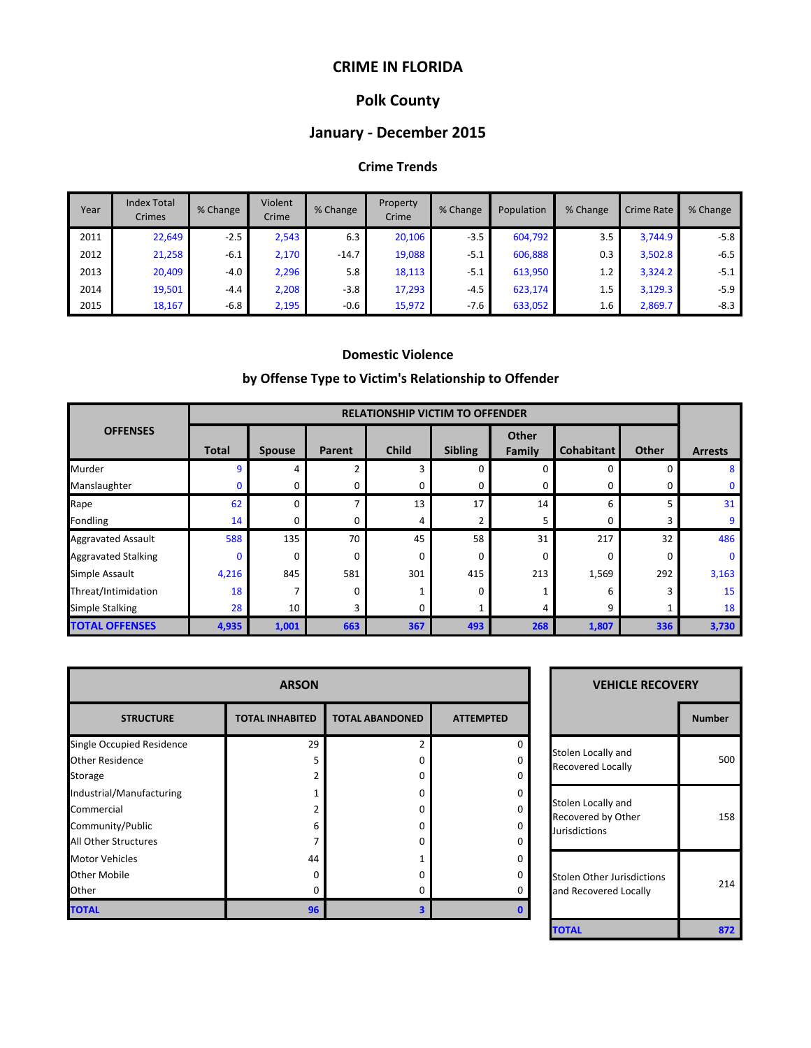# CRIME IN FLORIDA

## Polk County

## January - December 2015

### Crime Trends

| Year | Index Total Crimes | % Change | Violent Crime | % Change | Property Crime | % Change | Population | % Change | Crime Rate | % Change |
|---|---|---|---|---|---|---|---|---|---|---|
| 2011 | 22,649 | -2.5 | 2,543 | 6.3 | 20,106 | -3.5 | 604,792 | 3.5 | 3,744.9 | -5.8 |
| 2012 | 21,258 | -6.1 | 2,170 | -14.7 | 19,088 | -5.1 | 606,888 | 0.3 | 3,502.8 | -6.5 |
| 2013 | 20,409 | -4.0 | 2,296 | 5.8 | 18,113 | -5.1 | 613,950 | 1.2 | 3,324.2 | -5.1 |
| 2014 | 19,501 | -4.4 | 2,208 | -3.8 | 17,293 | -4.5 | 623,174 | 1.5 | 3,129.3 | -5.9 |
| 2015 | 18,167 | -6.8 | 2,195 | -0.6 | 15,972 | -7.6 | 633,052 | 1.6 | 2,869.7 | -8.3 |

### Domestic Violence

### by Offense Type to Victim's Relationship to Offender

| OFFENSES | RELATIONSHIP VICTIM TO OFFENDER | | | | | | | | |
|---|---|---|---|---|---|---|---|---|---|
| | Total | Spouse | Parent | Child | Sibling | Other Family | Cohabitant | Other | Arrests |
| Murder | 9 | 4 | 2 | 3 | 0 | 0 | 0 | 0 | 8 |
| Manslaughter | 0 | 0 | 0 | 0 | 0 | 0 | 0 | 0 | 0 |
| Rape | 62 | 0 | 7 | 13 | 17 | 14 | 6 | 5 | 31 |
| Fondling | 14 | 0 | 0 | 4 | 2 | 5 | 0 | 3 | 9 |
| Aggravated Assault | 588 | 135 | 70 | 45 | 58 | 31 | 217 | 32 | 486 |
| Aggravated Stalking | 0 | 0 | 0 | 0 | 0 | 0 | 0 | 0 | 0 |
| Simple Assault | 4,216 | 845 | 581 | 301 | 415 | 213 | 1,569 | 292 | 3,163 |
| Threat/Intimidation | 18 | 7 | 0 | 1 | 0 | 1 | 6 | 3 | 15 |
| Simple Stalking | 28 | 10 | 3 | 0 | 1 | 4 | 9 | 1 | 18 |
| **TOTAL OFFENSES** | **4,935** | **1,001** | **663** | **367** | **493** | **268** | **1,807** | **336** | **3,730** |

| ARSON | | | |
|---|---|---|---|
| STRUCTURE | TOTAL INHABITED | TOTAL ABANDONED | ATTEMPTED |
| Single Occupied Residence | 29 | 2 | 0 |
| Other Residence | 5 | 0 | 0 |
| Storage | 2 | 0 | 0 |
| Industrial/Manufacturing | 1 | 0 | 0 |
| Commercial | 2 | 0 | 0 |
| Community/Public | 6 | 0 | 0 |
| All Other Structures | 7 | 0 | 0 |
| Motor Vehicles | 44 | 1 | 0 |
| Other Mobile | 0 | 0 | 0 |
| Other | 0 | 0 | 0 |
| **TOTAL** | **96** | **3** | **0** |

| VEHICLE RECOVERY | |
|---|---|
| | Number |
| Stolen Locally and Recovered Locally | 500 |
| Stolen Locally and Recovered by Other Jurisdictions | 158 |
| Stolen Other Jurisdictions and Recovered Locally | 214 |
| **TOTAL** | **872** |